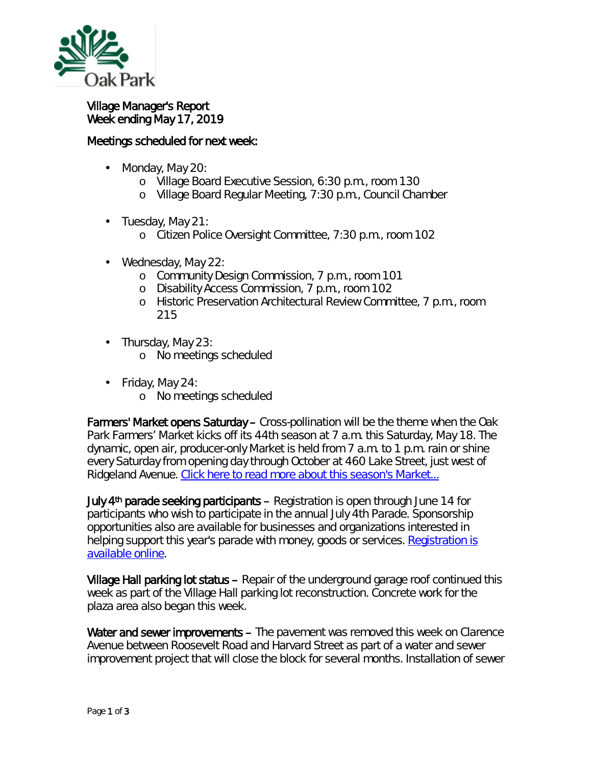Oak Park

# Village Manager's Report
## Week ending May 17, 2019

### Meetings scheduled for next week:

- Monday, May 20:
  - Village Board Executive Session, 6:30 p.m., room 130
  - Village Board Regular Meeting, 7:30 p.m., Council Chamber
- Tuesday, May 21:
  - Citizen Police Oversight Committee, 7:30 p.m., room 102
- Wednesday, May 22:
  - Community Design Commission, 7 p.m., room 101
  - Disability Access Commission, 7 p.m., room 102
  - Historic Preservation Architectural Review Committee, 7 p.m., room 215
- Thursday, May 23:
  - No meetings scheduled
- Friday, May 24:
  - No meetings scheduled

**Farmers' Market opens Saturday** – Cross-pollination will be the theme when the Oak Park Farmers' Market kicks off its 44th season at 7 a.m. this Saturday, May 18. The dynamic, open air, producer-only Market is held from 7 a.m. to 1 p.m. rain or shine every Saturday from opening day through October at 460 Lake Street, just west of Ridgeland Avenue. Click here to read more about this season's Market...

**July 4th parade seeking participants** – Registration is open through June 14 for participants who wish to participate in the annual July 4th Parade. Sponsorship opportunities also are available for businesses and organizations interested in helping support this year's parade with money, goods or services. Registration is available online.

**Village Hall parking lot status** – Repair of the underground garage roof continued this week as part of the Village Hall parking lot reconstruction. Concrete work for the plaza area also began this week.

**Water and sewer improvements** – The pavement was removed this week on Clarence Avenue between Roosevelt Road and Harvard Street as part of a water and sewer improvement project that will close the block for several months. Installation of sewer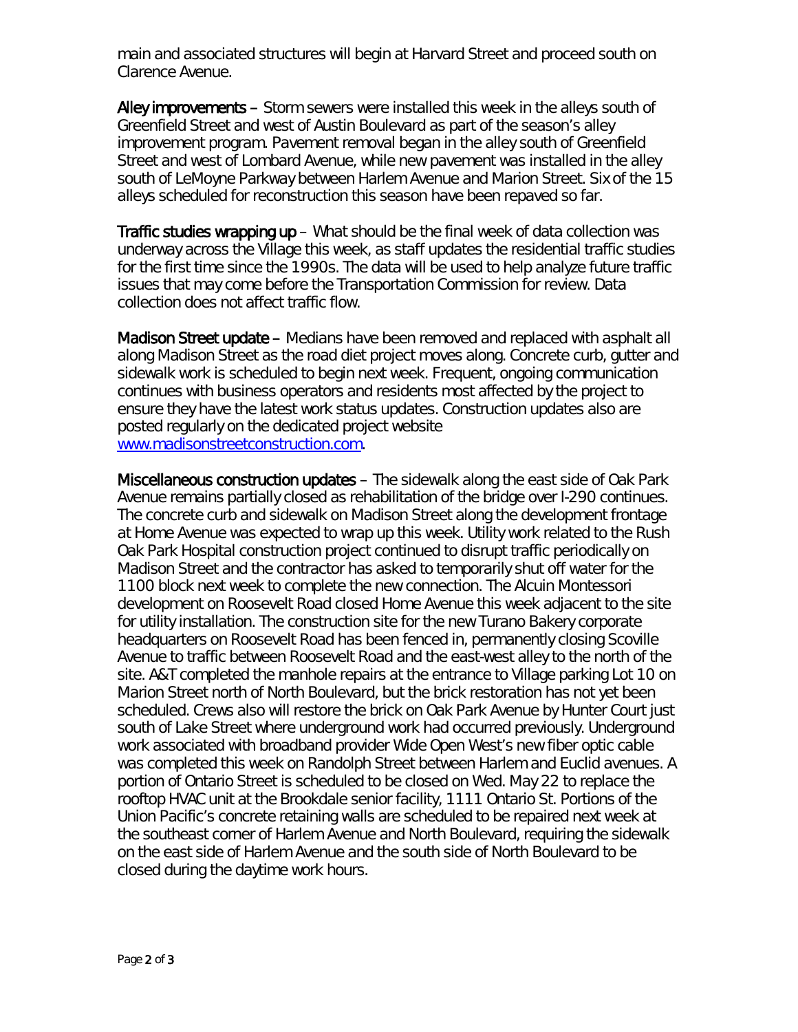main and associated structures will begin at Harvard Street and proceed south on Clarence Avenue.

**Alley improvements** – Storm sewers were installed this week in the alleys south of Greenfield Street and west of Austin Boulevard as part of the season's alley improvement program. Pavement removal began in the alley south of Greenfield Street and west of Lombard Avenue, while new pavement was installed in the alley south of LeMoyne Parkway between Harlem Avenue and Marion Street. Six of the 15 alleys scheduled for reconstruction this season have been repaved so far.

**Traffic studies wrapping up** – What should be the final week of data collection was underway across the Village this week, as staff updates the residential traffic studies for the first time since the 1990s. The data will be used to help analyze future traffic issues that may come before the Transportation Commission for review. Data collection does not affect traffic flow.

**Madison Street update** – Medians have been removed and replaced with asphalt all along Madison Street as the road diet project moves along. Concrete curb, gutter and sidewalk work is scheduled to begin next week. Frequent, ongoing communication continues with business operators and residents most affected by the project to ensure they have the latest work status updates. Construction updates also are posted regularly on the dedicated project website [www.madisonstreetconstruction.com](http://www.madisonstreetconstruction.com).

**Miscellaneous construction updates** – The sidewalk along the east side of Oak Park Avenue remains partially closed as rehabilitation of the bridge over I-290 continues. The concrete curb and sidewalk on Madison Street along the development frontage at Home Avenue was expected to wrap up this week. Utility work related to the Rush Oak Park Hospital construction project continued to disrupt traffic periodically on Madison Street and the contractor has asked to temporarily shut off water for the 1100 block next week to complete the new connection. The Alcuin Montessori development on Roosevelt Road closed Home Avenue this week adjacent to the site for utility installation. The construction site for the new Turano Bakery corporate headquarters on Roosevelt Road has been fenced in, permanently closing Scoville Avenue to traffic between Roosevelt Road and the east-west alley to the north of the site. A&T completed the manhole repairs at the entrance to Village parking Lot 10 on Marion Street north of North Boulevard, but the brick restoration has not yet been scheduled. Crews also will restore the brick on Oak Park Avenue by Hunter Court just south of Lake Street where underground work had occurred previously. Underground work associated with broadband provider Wide Open West's new fiber optic cable was completed this week on Randolph Street between Harlem and Euclid avenues. A portion of Ontario Street is scheduled to be closed on Wed. May 22 to replace the rooftop HVAC unit at the Brookdale senior facility, 1111 Ontario St. Portions of the Union Pacific's concrete retaining walls are scheduled to be repaired next week at the southeast corner of Harlem Avenue and North Boulevard, requiring the sidewalk on the east side of Harlem Avenue and the south side of North Boulevard to be closed during the daytime work hours.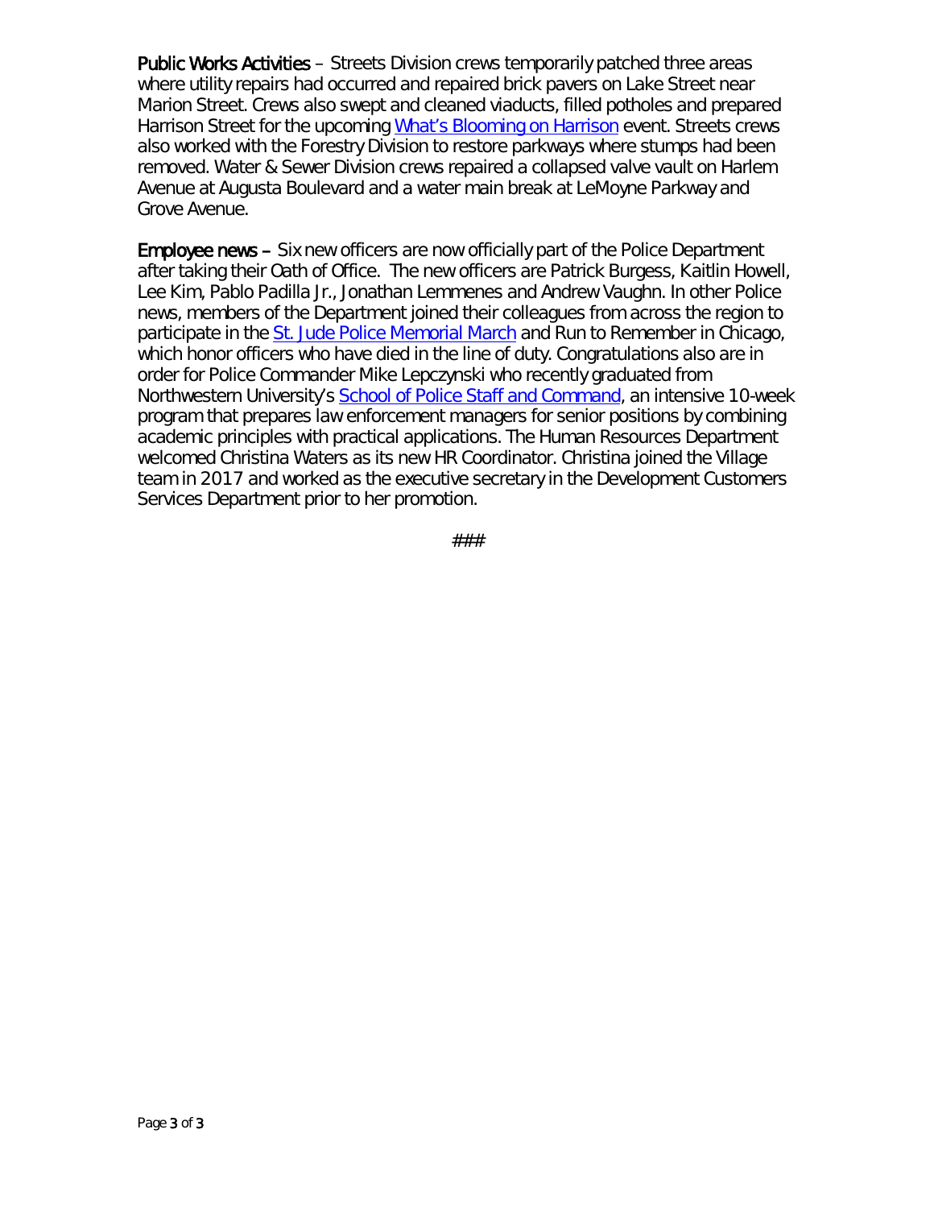**Public Works Activities** – Streets Division crews temporarily patched three areas where utility repairs had occurred and repaired brick pavers on Lake Street near Marion Street. Crews also swept and cleaned viaducts, filled potholes and prepared Harrison Street for the upcoming What's Blooming on Harrison event. Streets crews also worked with the Forestry Division to restore parkways where stumps had been removed. Water & Sewer Division crews repaired a collapsed valve vault on Harlem Avenue at Augusta Boulevard and a water main break at LeMoyne Parkway and Grove Avenue.

**Employee news** – Six new officers are now officially part of the Police Department after taking their Oath of Office. The new officers are Patrick Burgess, Kaitlin Howell, Lee Kim, Pablo Padilla Jr., Jonathan Lemmenes and Andrew Vaughn. In other Police news, members of the Department joined their colleagues from across the region to participate in the St. Jude Police Memorial March and Run to Remember in Chicago, which honor officers who have died in the line of duty. Congratulations also are in order for Police Commander Mike Lepczynski who recently graduated from Northwestern University's School of Police Staff and Command, an intensive 10-week program that prepares law enforcement managers for senior positions by combining academic principles with practical applications. The Human Resources Department welcomed Christina Waters as its new HR Coordinator. Christina joined the Village team in 2017 and worked as the executive secretary in the Development Customers Services Department prior to her promotion.

###